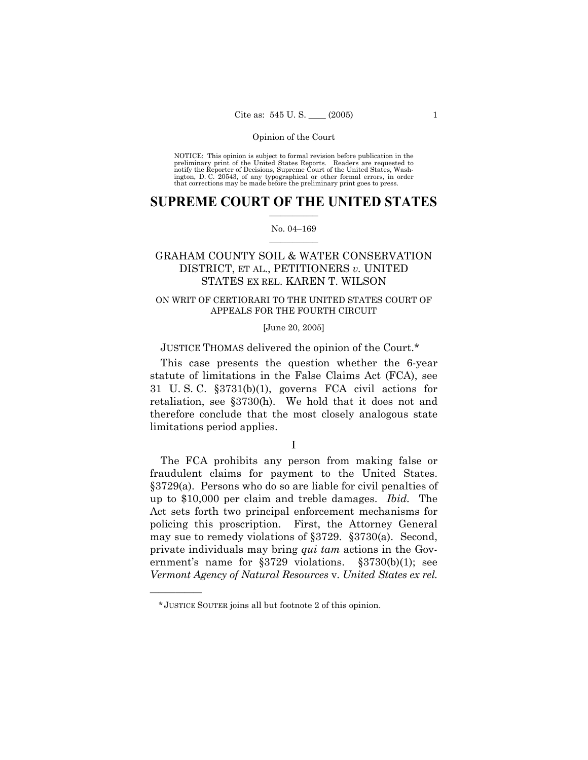Opinion of the Court

NOTICE: This opinion is subject to formal revision before publication in the preliminary print of the United States Reports. Readers are requested to notify the Reporter of Decisions, Supreme Court of the United States, Washington, D. C. 20543, of any typographical or other formal errors, in order that corrections may be made before the preliminary print goes to press.

# SUPREME COURT OF THE UNITED STATES

No. 04–169

## GRAHAM COUNTY SOIL & WATER CONSERVATION DISTRICT, ET AL., PETITIONERS *v.* UNITED STATES EX REL. KAREN T. WILSON

ON WRIT OF CERTIORARI TO THE UNITED STATES COURT OF APPEALS FOR THE FOURTH CIRCUIT

[June 20, 2005]

JUSTICE THOMAS delivered the opinion of the Court.*

This case presents the question whether the 6-year statute of limitations in the False Claims Act (FCA), see 31 U. S. C. §3731(b)(1), governs FCA civil actions for retaliation, see §3730(h). We hold that it does not and therefore conclude that the most closely analogous state limitations period applies.

I

The FCA prohibits any person from making false or fraudulent claims for payment to the United States. §3729(a). Persons who do so are liable for civil penalties of up to $10,000 per claim and treble damages. *Ibid.* The Act sets forth two principal enforcement mechanisms for policing this proscription. First, the Attorney General may sue to remedy violations of §3729. §3730(a). Second, private individuals may bring *qui tam* actions in the Government's name for §3729 violations. §3730(b)(1); see *Vermont Agency of Natural Resources* v. *United States ex rel.*

---

* JUSTICE SOUTER joins all but footnote 2 of this opinion.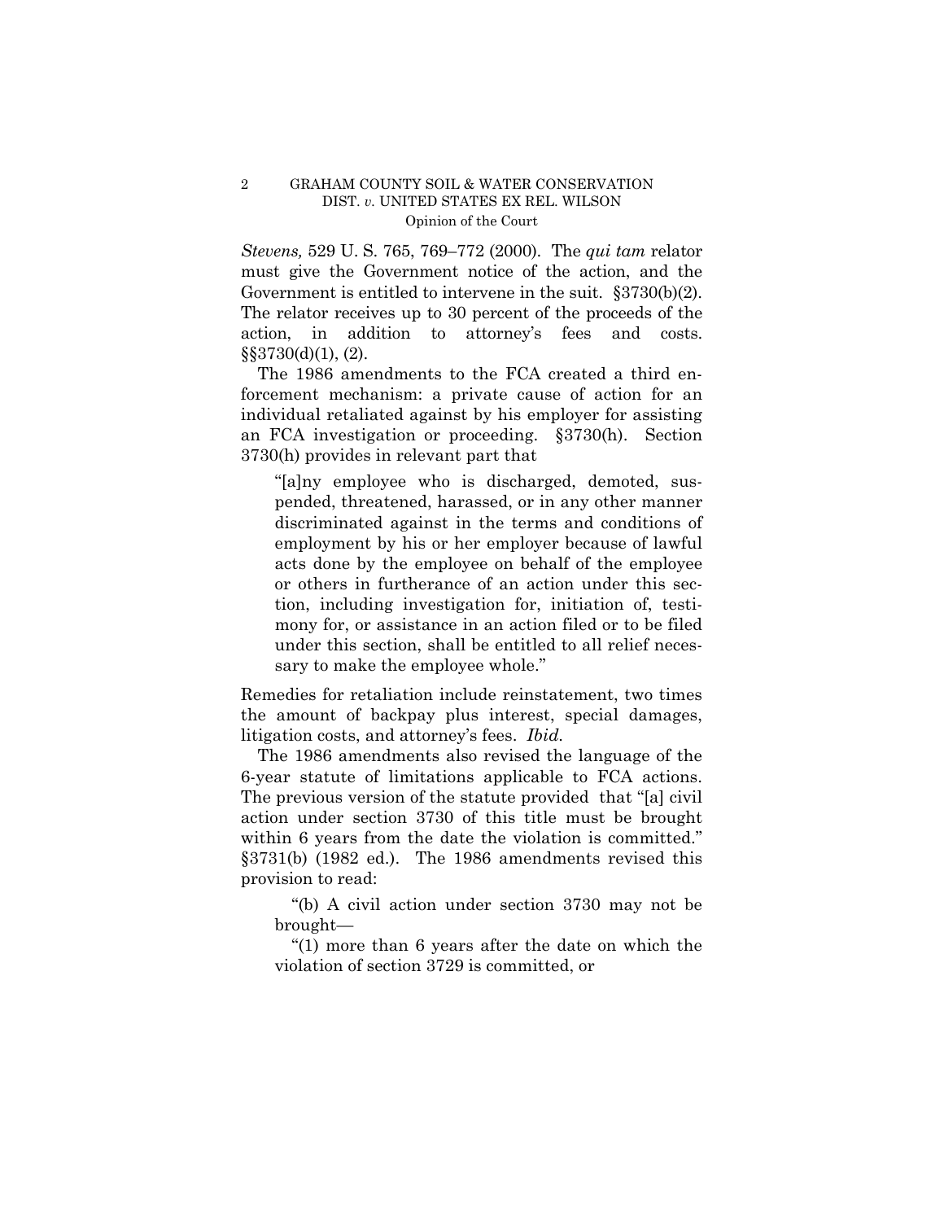*Stevens,* 529 U. S. 765, 769–772 (2000). The *qui tam* relator must give the Government notice of the action, and the Government is entitled to intervene in the suit. §3730(b)(2). The relator receives up to 30 percent of the proceeds of the action, in addition to attorney's fees and costs. §§3730(d)(1), (2).

The 1986 amendments to the FCA created a third enforcement mechanism: a private cause of action for an individual retaliated against by his employer for assisting an FCA investigation or proceeding. §3730(h). Section 3730(h) provides in relevant part that

> "[a]ny employee who is discharged, demoted, suspended, threatened, harassed, or in any other manner discriminated against in the terms and conditions of employment by his or her employer because of lawful acts done by the employee on behalf of the employee or others in furtherance of an action under this section, including investigation for, initiation of, testimony for, or assistance in an action filed or to be filed under this section, shall be entitled to all relief necessary to make the employee whole."

Remedies for retaliation include reinstatement, two times the amount of backpay plus interest, special damages, litigation costs, and attorney's fees. *Ibid.*

The 1986 amendments also revised the language of the 6-year statute of limitations applicable to FCA actions. The previous version of the statute provided that "[a] civil action under section 3730 of this title must be brought within 6 years from the date the violation is committed." §3731(b) (1982 ed.). The 1986 amendments revised this provision to read:

> "(b) A civil action under section 3730 may not be brought—
>
> "(1) more than 6 years after the date on which the violation of section 3729 is committed, or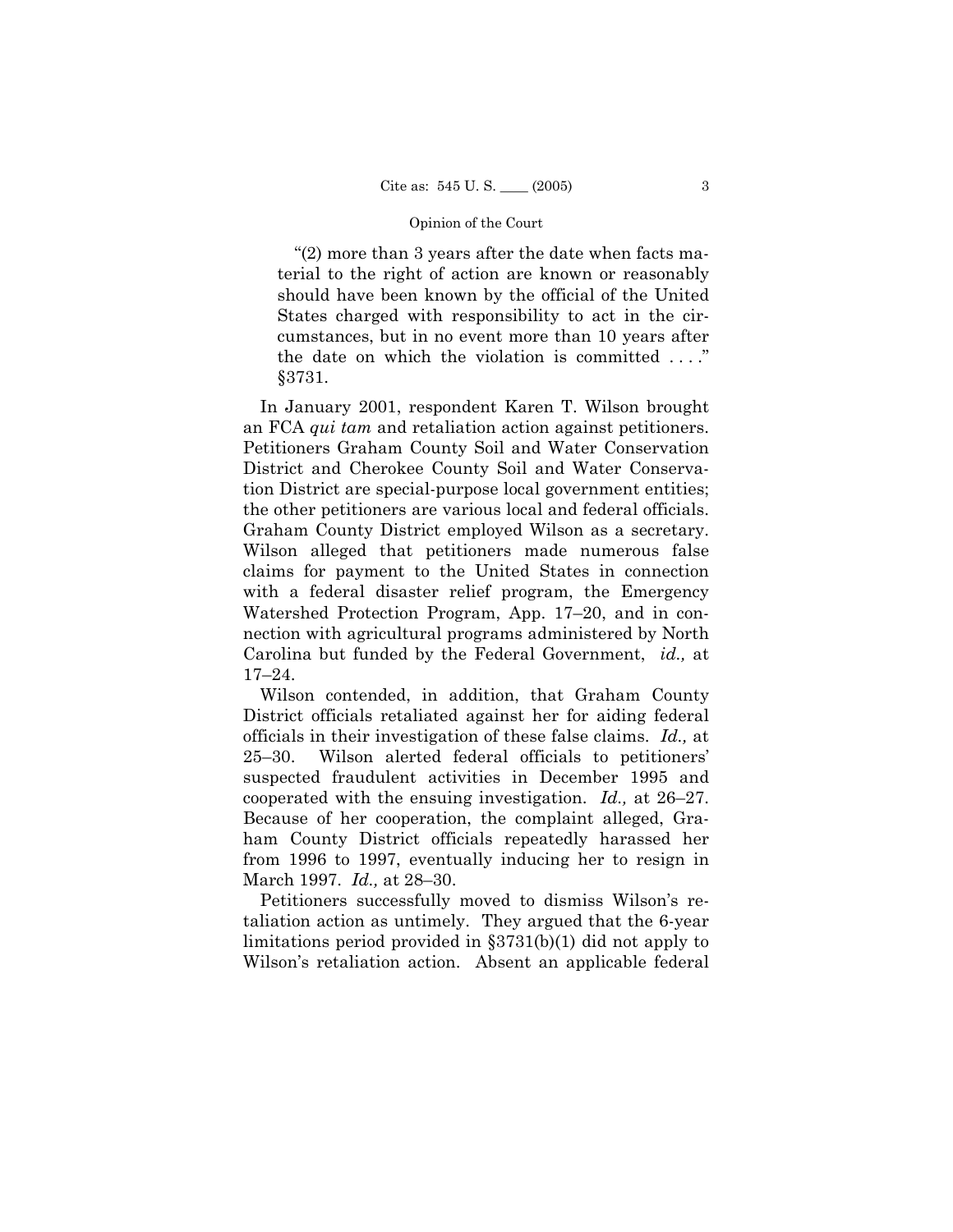> "(2) more than 3 years after the date when facts material to the right of action are known or reasonably should have been known by the official of the United States charged with responsibility to act in the circumstances, but in no event more than 10 years after the date on which the violation is committed . . . ." §3731.

In January 2001, respondent Karen T. Wilson brought an FCA *qui tam* and retaliation action against petitioners. Petitioners Graham County Soil and Water Conservation District and Cherokee County Soil and Water Conservation District are special-purpose local government entities; the other petitioners are various local and federal officials. Graham County District employed Wilson as a secretary. Wilson alleged that petitioners made numerous false claims for payment to the United States in connection with a federal disaster relief program, the Emergency Watershed Protection Program, App. 17–20, and in connection with agricultural programs administered by North Carolina but funded by the Federal Government, *id.,* at 17–24.

Wilson contended, in addition, that Graham County District officials retaliated against her for aiding federal officials in their investigation of these false claims. *Id.,* at 25–30. Wilson alerted federal officials to petitioners' suspected fraudulent activities in December 1995 and cooperated with the ensuing investigation. *Id.,* at 26–27. Because of her cooperation, the complaint alleged, Graham County District officials repeatedly harassed her from 1996 to 1997, eventually inducing her to resign in March 1997. *Id.,* at 28–30.

Petitioners successfully moved to dismiss Wilson's retaliation action as untimely. They argued that the 6-year limitations period provided in §3731(b)(1) did not apply to Wilson's retaliation action. Absent an applicable federal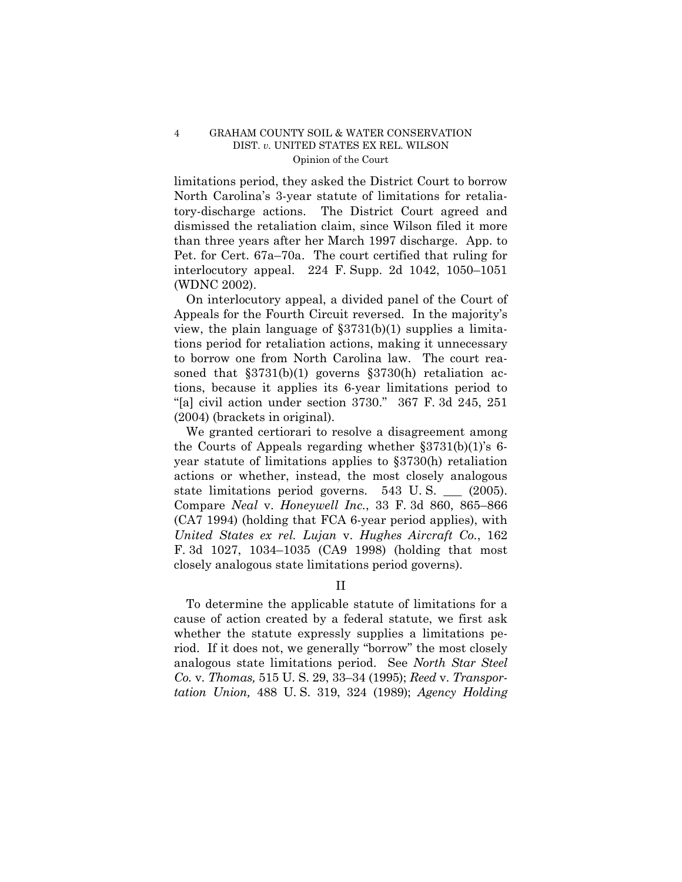limitations period, they asked the District Court to borrow North Carolina's 3-year statute of limitations for retaliatory-discharge actions. The District Court agreed and dismissed the retaliation claim, since Wilson filed it more than three years after her March 1997 discharge. App. to Pet. for Cert. 67a–70a. The court certified that ruling for interlocutory appeal. 224 F. Supp. 2d 1042, 1050–1051 (WDNC 2002).

On interlocutory appeal, a divided panel of the Court of Appeals for the Fourth Circuit reversed. In the majority's view, the plain language of §3731(b)(1) supplies a limitations period for retaliation actions, making it unnecessary to borrow one from North Carolina law. The court reasoned that §3731(b)(1) governs §3730(h) retaliation actions, because it applies its 6-year limitations period to "[a] civil action under section 3730." 367 F. 3d 245, 251 (2004) (brackets in original).

We granted certiorari to resolve a disagreement among the Courts of Appeals regarding whether §3731(b)(1)'s 6-year statute of limitations applies to §3730(h) retaliation actions or whether, instead, the most closely analogous state limitations period governs. 543 U. S. ___ (2005). Compare *Neal* v. *Honeywell Inc.*, 33 F. 3d 860, 865–866 (CA7 1994) (holding that FCA 6-year period applies), with *United States ex rel. Lujan* v. *Hughes Aircraft Co.*, 162 F. 3d 1027, 1034–1035 (CA9 1998) (holding that most closely analogous state limitations period governs).

## II

To determine the applicable statute of limitations for a cause of action created by a federal statute, we first ask whether the statute expressly supplies a limitations period. If it does not, we generally "borrow" the most closely analogous state limitations period. See *North Star Steel Co.* v. *Thomas,* 515 U. S. 29, 33–34 (1995); *Reed* v. *Transportation Union,* 488 U. S. 319, 324 (1989); *Agency Holding*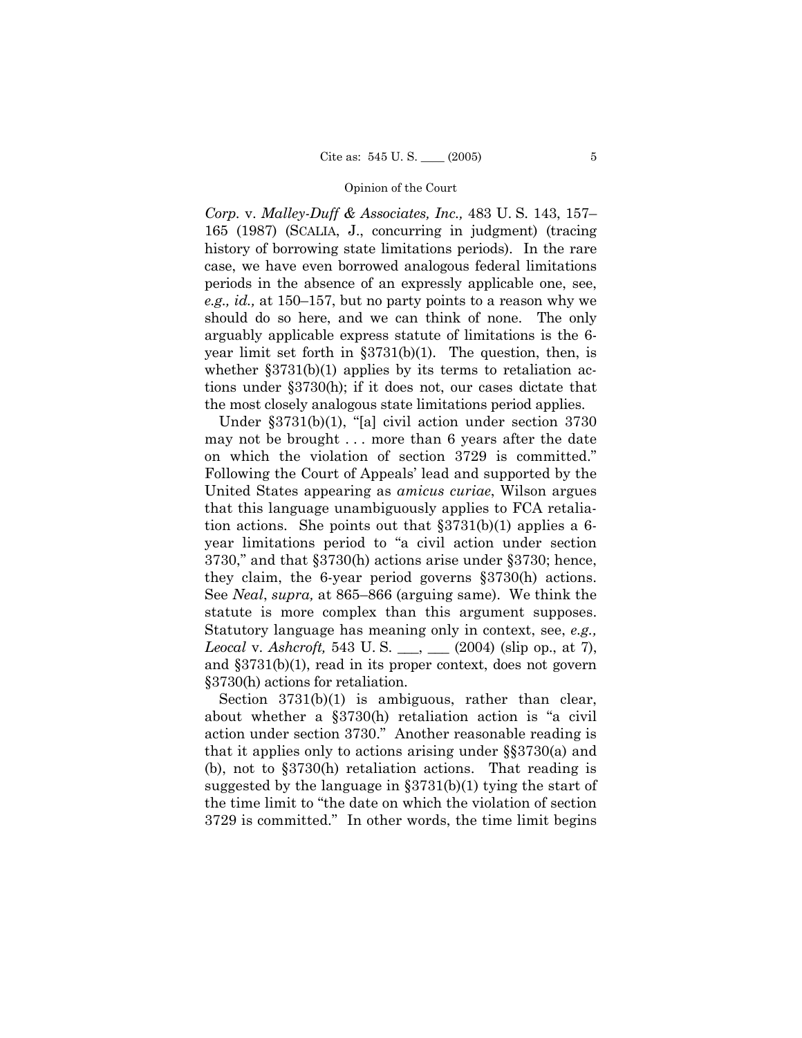*Corp.* v. *Malley-Duff & Associates, Inc.,* 483 U. S. 143, 157–165 (1987) (SCALIA, J., concurring in judgment) (tracing history of borrowing state limitations periods). In the rare case, we have even borrowed analogous federal limitations periods in the absence of an expressly applicable one, see, *e.g., id.,* at 150–157, but no party points to a reason why we should do so here, and we can think of none. The only arguably applicable express statute of limitations is the 6-year limit set forth in §3731(b)(1). The question, then, is whether §3731(b)(1) applies by its terms to retaliation actions under §3730(h); if it does not, our cases dictate that the most closely analogous state limitations period applies.

Under §3731(b)(1), "[a] civil action under section 3730 may not be brought . . . more than 6 years after the date on which the violation of section 3729 is committed." Following the Court of Appeals' lead and supported by the United States appearing as *amicus curiae*, Wilson argues that this language unambiguously applies to FCA retaliation actions. She points out that §3731(b)(1) applies a 6-year limitations period to "a civil action under section 3730," and that §3730(h) actions arise under §3730; hence, they claim, the 6-year period governs §3730(h) actions. See *Neal*, *supra,* at 865–866 (arguing same). We think the statute is more complex than this argument supposes. Statutory language has meaning only in context, see, *e.g., Leocal* v. *Ashcroft,* 543 U. S. ___, ___ (2004) (slip op., at 7), and §3731(b)(1), read in its proper context, does not govern §3730(h) actions for retaliation.

Section 3731(b)(1) is ambiguous, rather than clear, about whether a §3730(h) retaliation action is "a civil action under section 3730." Another reasonable reading is that it applies only to actions arising under §§3730(a) and (b), not to §3730(h) retaliation actions. That reading is suggested by the language in §3731(b)(1) tying the start of the time limit to "the date on which the violation of section 3729 is committed." In other words, the time limit begins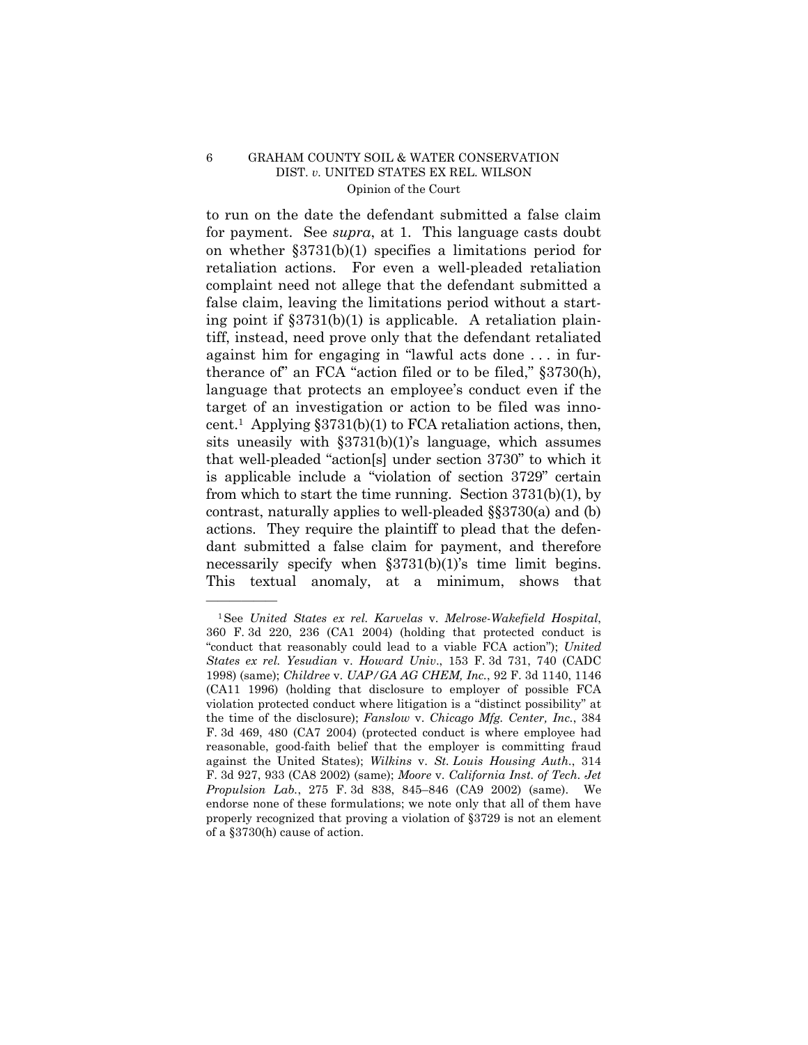to run on the date the defendant submitted a false claim for payment. See *supra*, at 1. This language casts doubt on whether §3731(b)(1) specifies a limitations period for retaliation actions. For even a well-pleaded retaliation complaint need not allege that the defendant submitted a false claim, leaving the limitations period without a starting point if §3731(b)(1) is applicable. A retaliation plaintiff, instead, need prove only that the defendant retaliated against him for engaging in "lawful acts done . . . in furtherance of" an FCA "action filed or to be filed," §3730(h), language that protects an employee's conduct even if the target of an investigation or action to be filed was innocent.[1] Applying §3731(b)(1) to FCA retaliation actions, then, sits uneasily with §3731(b)(1)'s language, which assumes that well-pleaded "action[s] under section 3730" to which it is applicable include a "violation of section 3729" certain from which to start the time running. Section 3731(b)(1), by contrast, naturally applies to well-pleaded §§3730(a) and (b) actions. They require the plaintiff to plead that the defendant submitted a false claim for payment, and therefore necessarily specify when §3731(b)(1)'s time limit begins. This textual anomaly, at a minimum, shows that

---

[1] See *United States ex rel. Karvelas* v. *Melrose-Wakefield Hospital*, 360 F. 3d 220, 236 (CA1 2004) (holding that protected conduct is "conduct that reasonably could lead to a viable FCA action"); *United States ex rel. Yesudian* v. *Howard Univ.*, 153 F. 3d 731, 740 (CADC 1998) (same); *Childree* v. *UAP/GA AG CHEM, Inc.*, 92 F. 3d 1140, 1146 (CA11 1996) (holding that disclosure to employer of possible FCA violation protected conduct where litigation is a "distinct possibility" at the time of the disclosure); *Fanslow* v. *Chicago Mfg. Center, Inc.*, 384 F. 3d 469, 480 (CA7 2004) (protected conduct is where employee had reasonable, good-faith belief that the employer is committing fraud against the United States); *Wilkins* v. *St. Louis Housing Auth.*, 314 F. 3d 927, 933 (CA8 2002) (same); *Moore* v. *California Inst. of Tech. Jet Propulsion Lab.*, 275 F. 3d 838, 845–846 (CA9 2002) (same). We endorse none of these formulations; we note only that all of them have properly recognized that proving a violation of §3729 is not an element of a §3730(h) cause of action.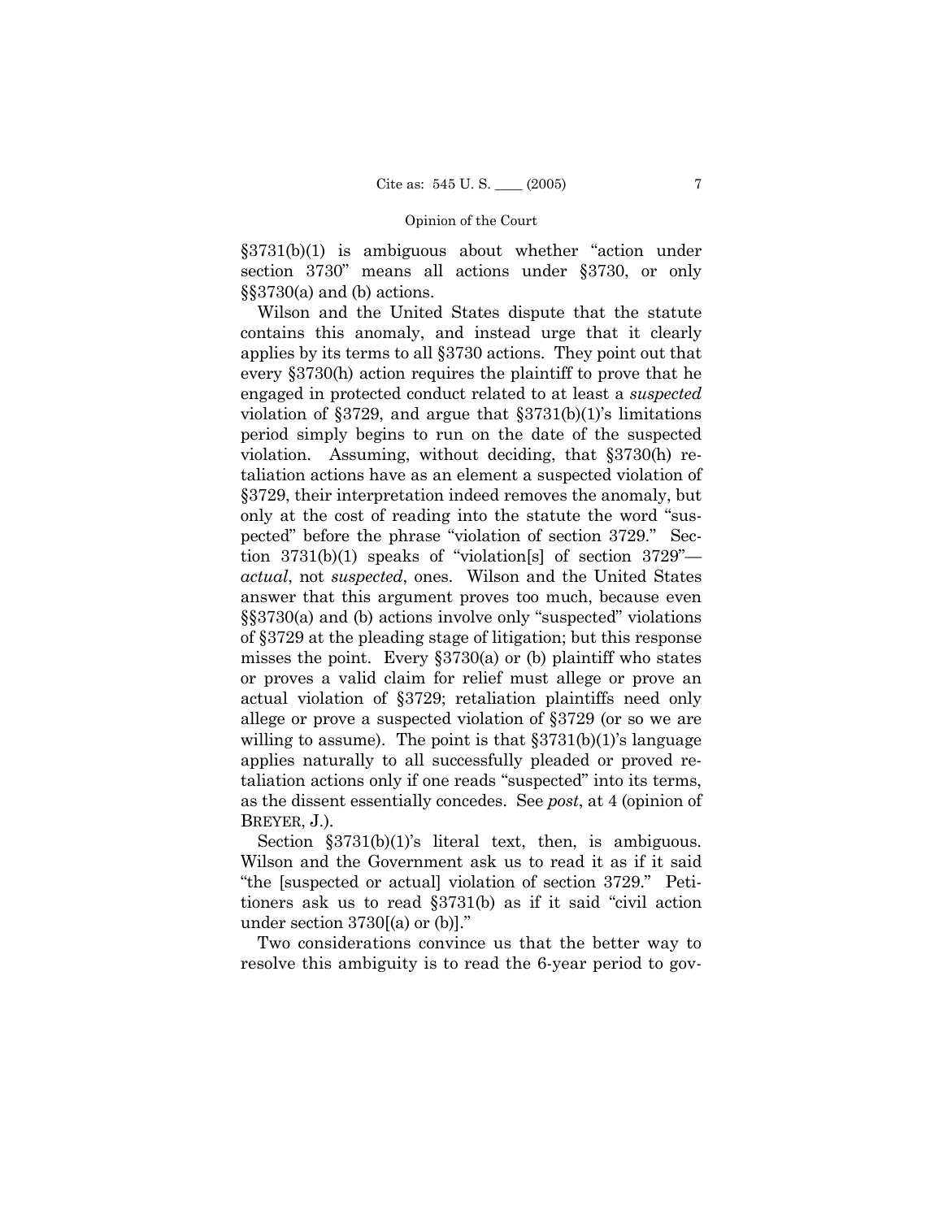§3731(b)(1) is ambiguous about whether "action under section 3730" means all actions under §3730, or only §§3730(a) and (b) actions.

Wilson and the United States dispute that the statute contains this anomaly, and instead urge that it clearly applies by its terms to all §3730 actions. They point out that every §3730(h) action requires the plaintiff to prove that he engaged in protected conduct related to at least a *suspected* violation of §3729, and argue that §3731(b)(1)'s limitations period simply begins to run on the date of the suspected violation. Assuming, without deciding, that §3730(h) retaliation actions have as an element a suspected violation of §3729, their interpretation indeed removes the anomaly, but only at the cost of reading into the statute the word "suspected" before the phrase "violation of section 3729." Section 3731(b)(1) speaks of "violation[s] of section 3729"—*actual*, not *suspected*, ones. Wilson and the United States answer that this argument proves too much, because even §§3730(a) and (b) actions involve only "suspected" violations of §3729 at the pleading stage of litigation; but this response misses the point. Every §3730(a) or (b) plaintiff who states or proves a valid claim for relief must allege or prove an actual violation of §3729; retaliation plaintiffs need only allege or prove a suspected violation of §3729 (or so we are willing to assume). The point is that §3731(b)(1)'s language applies naturally to all successfully pleaded or proved retaliation actions only if one reads "suspected" into its terms, as the dissent essentially concedes. See *post*, at 4 (opinion of BREYER, J.).

Section §3731(b)(1)'s literal text, then, is ambiguous. Wilson and the Government ask us to read it as if it said "the [suspected or actual] violation of section 3729." Petitioners ask us to read §3731(b) as if it said "civil action under section 3730[(a) or (b)]."

Two considerations convince us that the better way to resolve this ambiguity is to read the 6-year period to gov-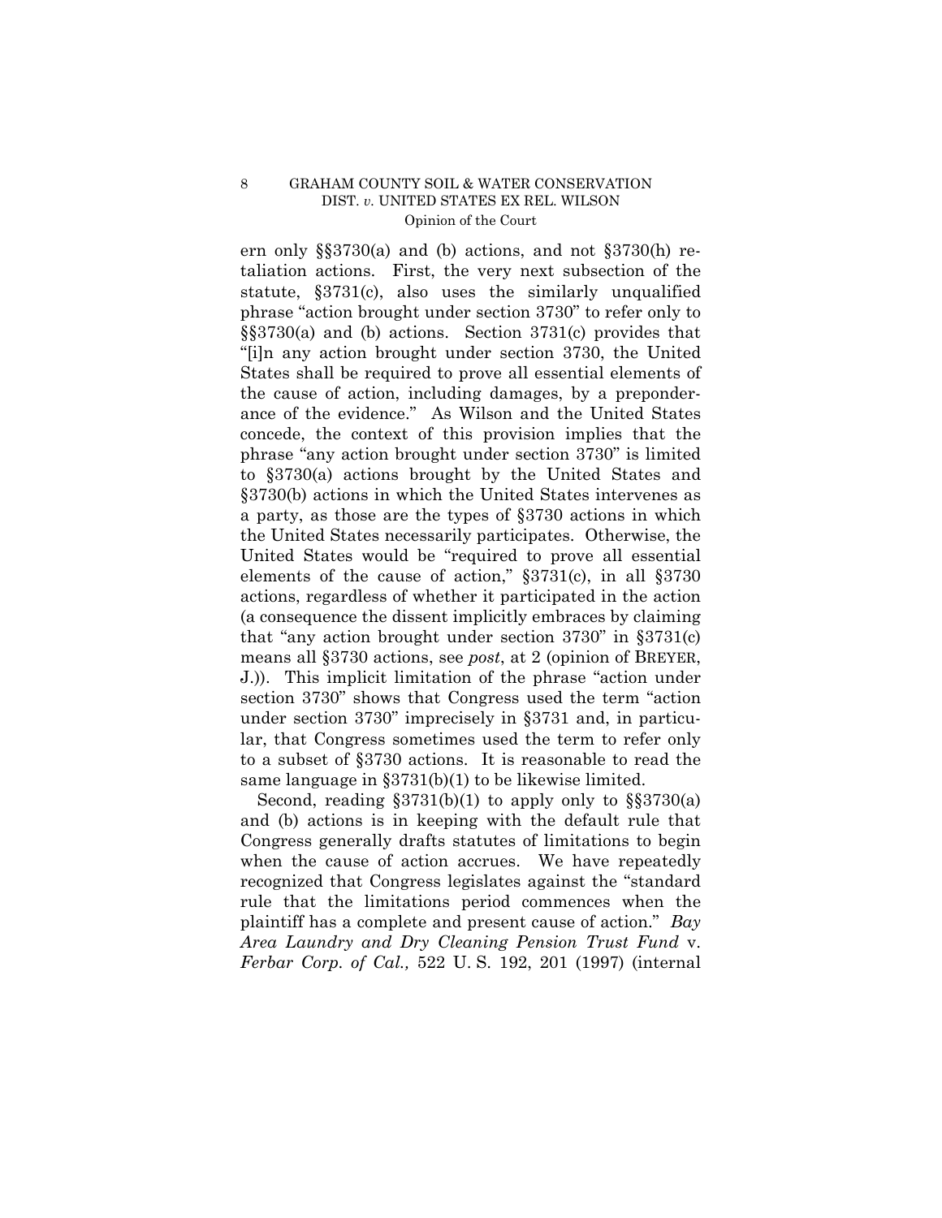ern only §§3730(a) and (b) actions, and not §3730(h) retaliation actions. First, the very next subsection of the statute, §3731(c), also uses the similarly unqualified phrase "action brought under section 3730" to refer only to §§3730(a) and (b) actions. Section 3731(c) provides that "[i]n any action brought under section 3730, the United States shall be required to prove all essential elements of the cause of action, including damages, by a preponderance of the evidence." As Wilson and the United States concede, the context of this provision implies that the phrase "any action brought under section 3730" is limited to §3730(a) actions brought by the United States and §3730(b) actions in which the United States intervenes as a party, as those are the types of §3730 actions in which the United States necessarily participates. Otherwise, the United States would be "required to prove all essential elements of the cause of action," §3731(c), in all §3730 actions, regardless of whether it participated in the action (a consequence the dissent implicitly embraces by claiming that "any action brought under section 3730" in §3731(c) means all §3730 actions, see *post*, at 2 (opinion of BREYER, J.)). This implicit limitation of the phrase "action under section 3730" shows that Congress used the term "action under section 3730" imprecisely in §3731 and, in particular, that Congress sometimes used the term to refer only to a subset of §3730 actions. It is reasonable to read the same language in §3731(b)(1) to be likewise limited.

Second, reading §3731(b)(1) to apply only to §§3730(a) and (b) actions is in keeping with the default rule that Congress generally drafts statutes of limitations to begin when the cause of action accrues. We have repeatedly recognized that Congress legislates against the "standard rule that the limitations period commences when the plaintiff has a complete and present cause of action." *Bay Area Laundry and Dry Cleaning Pension Trust Fund* v. *Ferbar Corp. of Cal.,* 522 U. S. 192, 201 (1997) (internal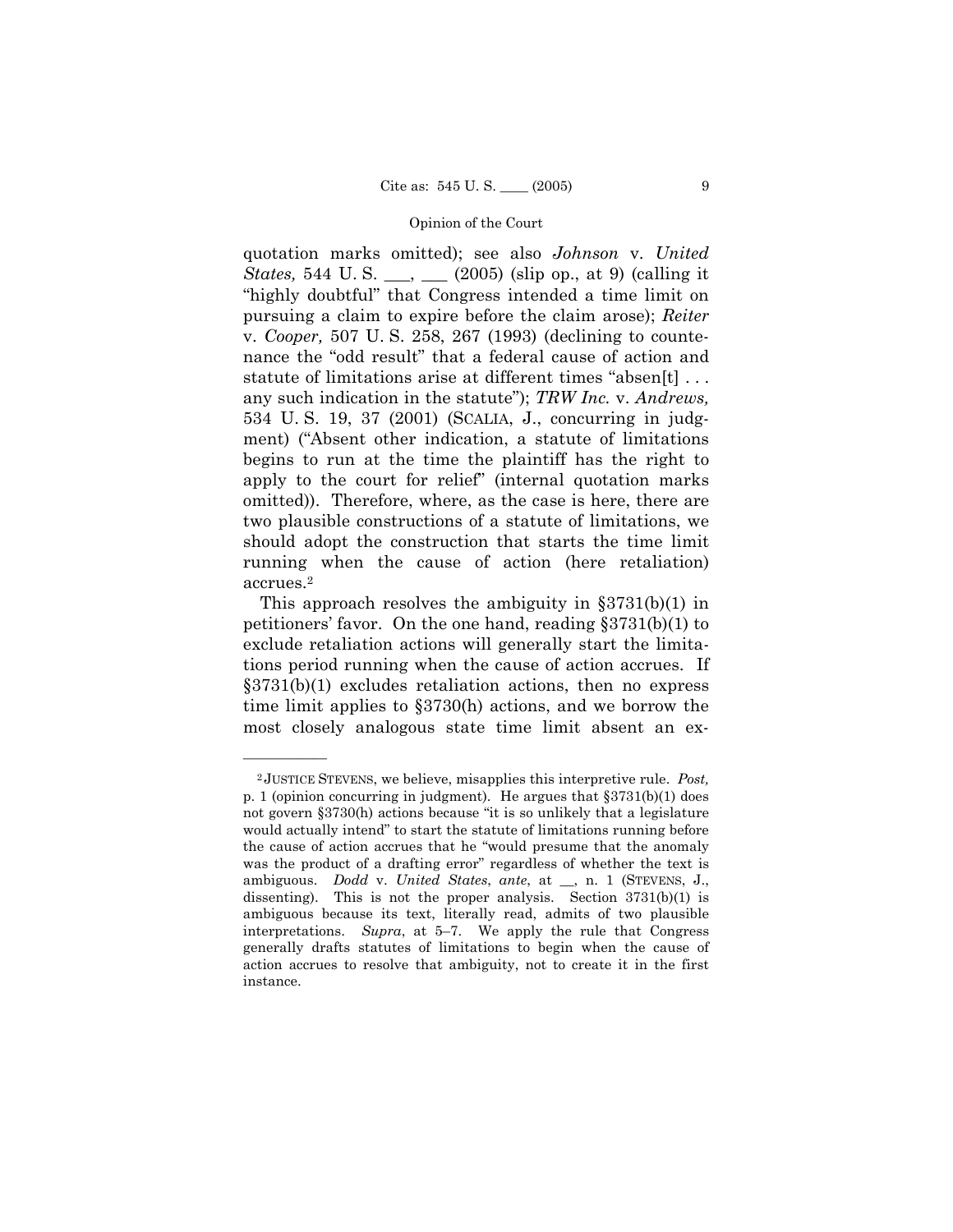quotation marks omitted); see also *Johnson* v. *United States,* 544 U. S. ___, ___ (2005) (slip op., at 9) (calling it "highly doubtful" that Congress intended a time limit on pursuing a claim to expire before the claim arose); *Reiter* v. *Cooper,* 507 U. S. 258, 267 (1993) (declining to countenance the "odd result" that a federal cause of action and statute of limitations arise at different times "absen[t] . . . any such indication in the statute"); *TRW Inc.* v. *Andrews,* 534 U. S. 19, 37 (2001) (SCALIA, J., concurring in judgment) ("Absent other indication, a statute of limitations begins to run at the time the plaintiff has the right to apply to the court for relief" (internal quotation marks omitted)). Therefore, where, as the case is here, there are two plausible constructions of a statute of limitations, we should adopt the construction that starts the time limit running when the cause of action (here retaliation) accrues.[2]

This approach resolves the ambiguity in §3731(b)(1) in petitioners' favor. On the one hand, reading §3731(b)(1) to exclude retaliation actions will generally start the limitations period running when the cause of action accrues. If §3731(b)(1) excludes retaliation actions, then no express time limit applies to §3730(h) actions, and we borrow the most closely analogous state time limit absent an ex-

---

[2] JUSTICE STEVENS, we believe, misapplies this interpretive rule. *Post,* p. 1 (opinion concurring in judgment). He argues that §3731(b)(1) does not govern §3730(h) actions because "it is so unlikely that a legislature would actually intend" to start the statute of limitations running before the cause of action accrues that he "would presume that the anomaly was the product of a drafting error" regardless of whether the text is ambiguous. *Dodd* v. *United States*, *ante*, at __, n. 1 (STEVENS, J., dissenting). This is not the proper analysis. Section 3731(b)(1) is ambiguous because its text, literally read, admits of two plausible interpretations. *Supra*, at 5–7. We apply the rule that Congress generally drafts statutes of limitations to begin when the cause of action accrues to resolve that ambiguity, not to create it in the first instance.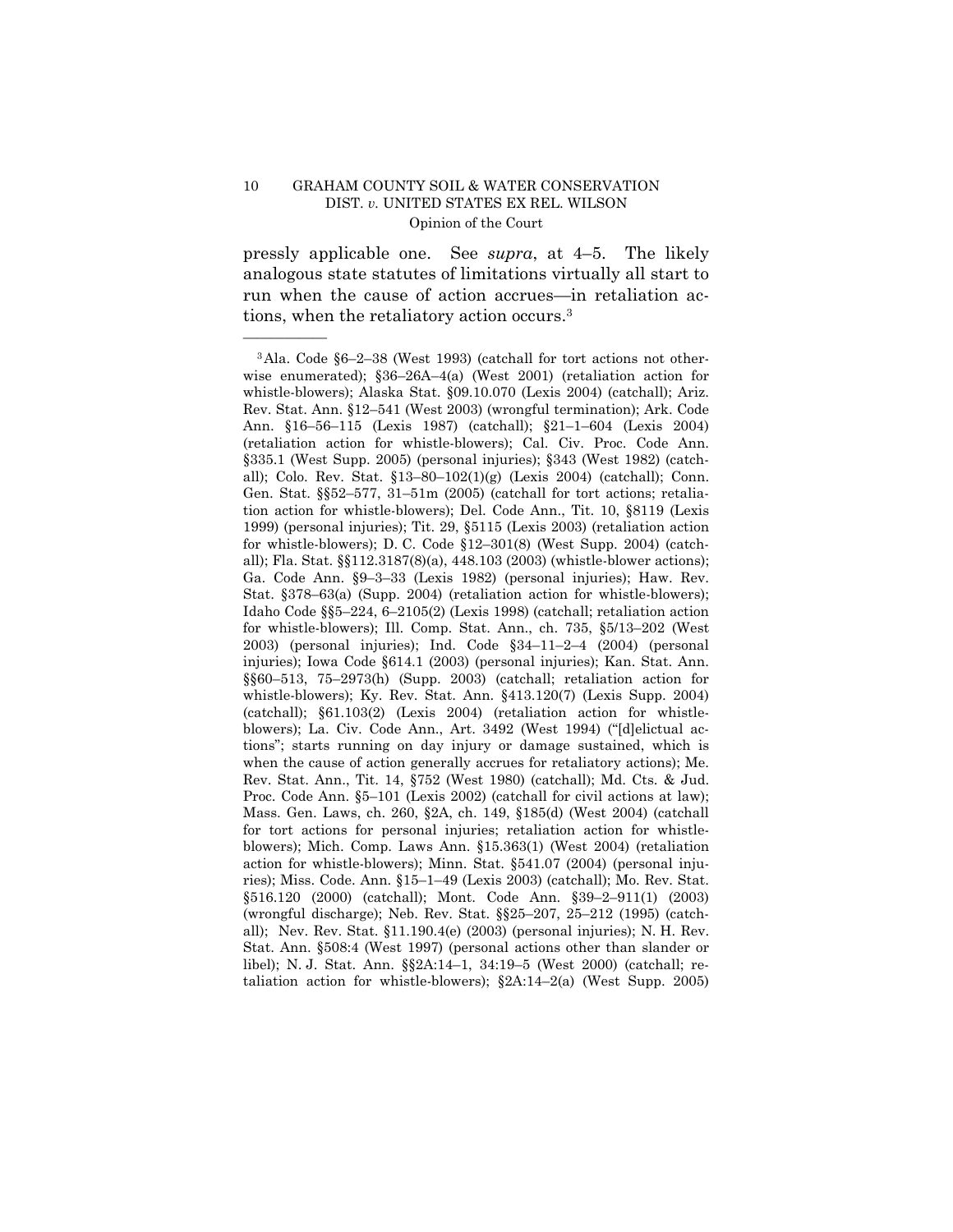pressly applicable one. See *supra*, at 4–5. The likely analogous state statutes of limitations virtually all start to run when the cause of action accrues—in retaliation actions, when the retaliatory action occurs.[3]

---

[3] Ala. Code §6–2–38 (West 1993) (catchall for tort actions not otherwise enumerated); §36–26A–4(a) (West 2001) (retaliation action for whistle-blowers); Alaska Stat. §09.10.070 (Lexis 2004) (catchall); Ariz. Rev. Stat. Ann. §12–541 (West 2003) (wrongful termination); Ark. Code Ann. §16–56–115 (Lexis 1987) (catchall); §21–1–604 (Lexis 2004) (retaliation action for whistle-blowers); Cal. Civ. Proc. Code Ann. §335.1 (West Supp. 2005) (personal injuries); §343 (West 1982) (catchall); Colo. Rev. Stat. §13–80–102(1)(g) (Lexis 2004) (catchall); Conn. Gen. Stat. §§52–577, 31–51m (2005) (catchall for tort actions; retaliation action for whistle-blowers); Del. Code Ann., Tit. 10, §8119 (Lexis 1999) (personal injuries); Tit. 29, §5115 (Lexis 2003) (retaliation action for whistle-blowers); D. C. Code §12–301(8) (West Supp. 2004) (catchall); Fla. Stat. §§112.3187(8)(a), 448.103 (2003) (whistle-blower actions); Ga. Code Ann. §9–3–33 (Lexis 1982) (personal injuries); Haw. Rev. Stat. §378–63(a) (Supp. 2004) (retaliation action for whistle-blowers); Idaho Code §§5–224, 6–2105(2) (Lexis 1998) (catchall; retaliation action for whistle-blowers); Ill. Comp. Stat. Ann., ch. 735, §5/13–202 (West 2003) (personal injuries); Ind. Code §34–11–2–4 (2004) (personal injuries); Iowa Code §614.1 (2003) (personal injuries); Kan. Stat. Ann. §§60–513, 75–2973(h) (Supp. 2003) (catchall; retaliation action for whistle-blowers); Ky. Rev. Stat. Ann. §413.120(7) (Lexis Supp. 2004) (catchall); §61.103(2) (Lexis 2004) (retaliation action for whistle-blowers); La. Civ. Code Ann., Art. 3492 (West 1994) ("[d]elictual actions"; starts running on day injury or damage sustained, which is when the cause of action generally accrues for retaliatory actions); Me. Rev. Stat. Ann., Tit. 14, §752 (West 1980) (catchall); Md. Cts. & Jud. Proc. Code Ann. §5–101 (Lexis 2002) (catchall for civil actions at law); Mass. Gen. Laws, ch. 260, §2A, ch. 149, §185(d) (West 2004) (catchall for tort actions for personal injuries; retaliation action for whistle-blowers); Mich. Comp. Laws Ann. §15.363(1) (West 2004) (retaliation action for whistle-blowers); Minn. Stat. §541.07 (2004) (personal injuries); Miss. Code. Ann. §15–1–49 (Lexis 2003) (catchall); Mo. Rev. Stat. §516.120 (2000) (catchall); Mont. Code Ann. §39–2–911(1) (2003) (wrongful discharge); Neb. Rev. Stat. §§25–207, 25–212 (1995) (catchall); Nev. Rev. Stat. §11.190.4(e) (2003) (personal injuries); N. H. Rev. Stat. Ann. §508:4 (West 1997) (personal actions other than slander or libel); N. J. Stat. Ann. §§2A:14–1, 34:19–5 (West 2000) (catchall; retaliation action for whistle-blowers); §2A:14–2(a) (West Supp. 2005)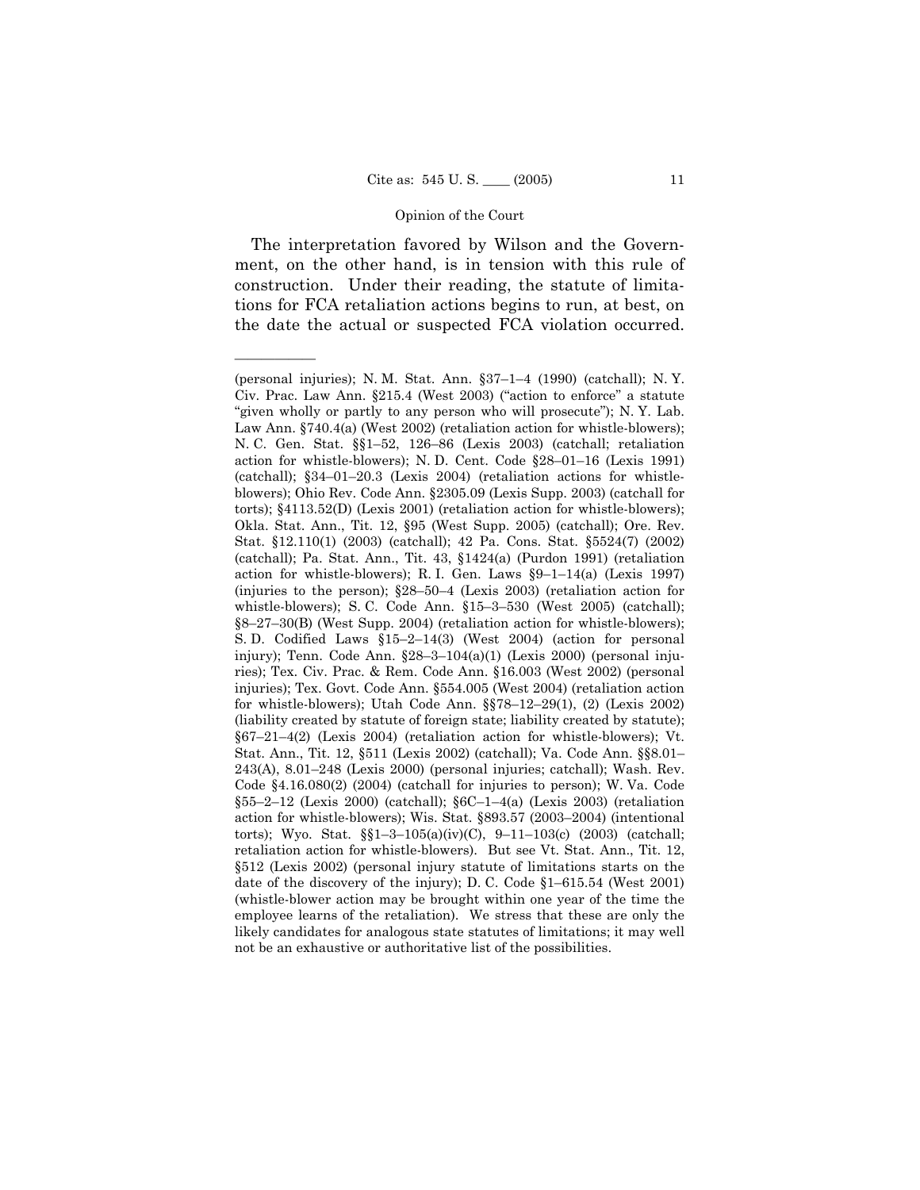The interpretation favored by Wilson and the Government, on the other hand, is in tension with this rule of construction. Under their reading, the statute of limitations for FCA retaliation actions begins to run, at best, on the date the actual or suspected FCA violation occurred.

---

(personal injuries); N. M. Stat. Ann. §37–1–4 (1990) (catchall); N. Y. Civ. Prac. Law Ann. §215.4 (West 2003) ("action to enforce" a statute "given wholly or partly to any person who will prosecute"); N. Y. Lab. Law Ann. §740.4(a) (West 2002) (retaliation action for whistle-blowers); N. C. Gen. Stat. §§1–52, 126–86 (Lexis 2003) (catchall; retaliation action for whistle-blowers); N. D. Cent. Code §28–01–16 (Lexis 1991) (catchall); §34–01–20.3 (Lexis 2004) (retaliation actions for whistle-blowers); Ohio Rev. Code Ann. §2305.09 (Lexis Supp. 2003) (catchall for torts); §4113.52(D) (Lexis 2001) (retaliation action for whistle-blowers); Okla. Stat. Ann., Tit. 12, §95 (West Supp. 2005) (catchall); Ore. Rev. Stat. §12.110(1) (2003) (catchall); 42 Pa. Cons. Stat. §5524(7) (2002) (catchall); Pa. Stat. Ann., Tit. 43, §1424(a) (Purdon 1991) (retaliation action for whistle-blowers); R. I. Gen. Laws §9–1–14(a) (Lexis 1997) (injuries to the person); §28–50–4 (Lexis 2003) (retaliation action for whistle-blowers); S. C. Code Ann. §15–3–530 (West 2005) (catchall); §8–27–30(B) (West Supp. 2004) (retaliation action for whistle-blowers); S. D. Codified Laws §15–2–14(3) (West 2004) (action for personal injury); Tenn. Code Ann. §28–3–104(a)(1) (Lexis 2000) (personal injuries); Tex. Civ. Prac. & Rem. Code Ann. §16.003 (West 2002) (personal injuries); Tex. Govt. Code Ann. §554.005 (West 2004) (retaliation action for whistle-blowers); Utah Code Ann. §§78–12–29(1), (2) (Lexis 2002) (liability created by statute of foreign state; liability created by statute); §67–21–4(2) (Lexis 2004) (retaliation action for whistle-blowers); Vt. Stat. Ann., Tit. 12, §511 (Lexis 2002) (catchall); Va. Code Ann. §§8.01–243(A), 8.01–248 (Lexis 2000) (personal injuries; catchall); Wash. Rev. Code §4.16.080(2) (2004) (catchall for injuries to person); W. Va. Code §55–2–12 (Lexis 2000) (catchall); §6C–1–4(a) (Lexis 2003) (retaliation action for whistle-blowers); Wis. Stat. §893.57 (2003–2004) (intentional torts); Wyo. Stat. §§1–3–105(a)(iv)(C), 9–11–103(c) (2003) (catchall; retaliation action for whistle-blowers). But see Vt. Stat. Ann., Tit. 12, §512 (Lexis 2002) (personal injury statute of limitations starts on the date of the discovery of the injury); D. C. Code §1–615.54 (West 2001) (whistle-blower action may be brought within one year of the time the employee learns of the retaliation). We stress that these are only the likely candidates for analogous state statutes of limitations; it may well not be an exhaustive or authoritative list of the possibilities.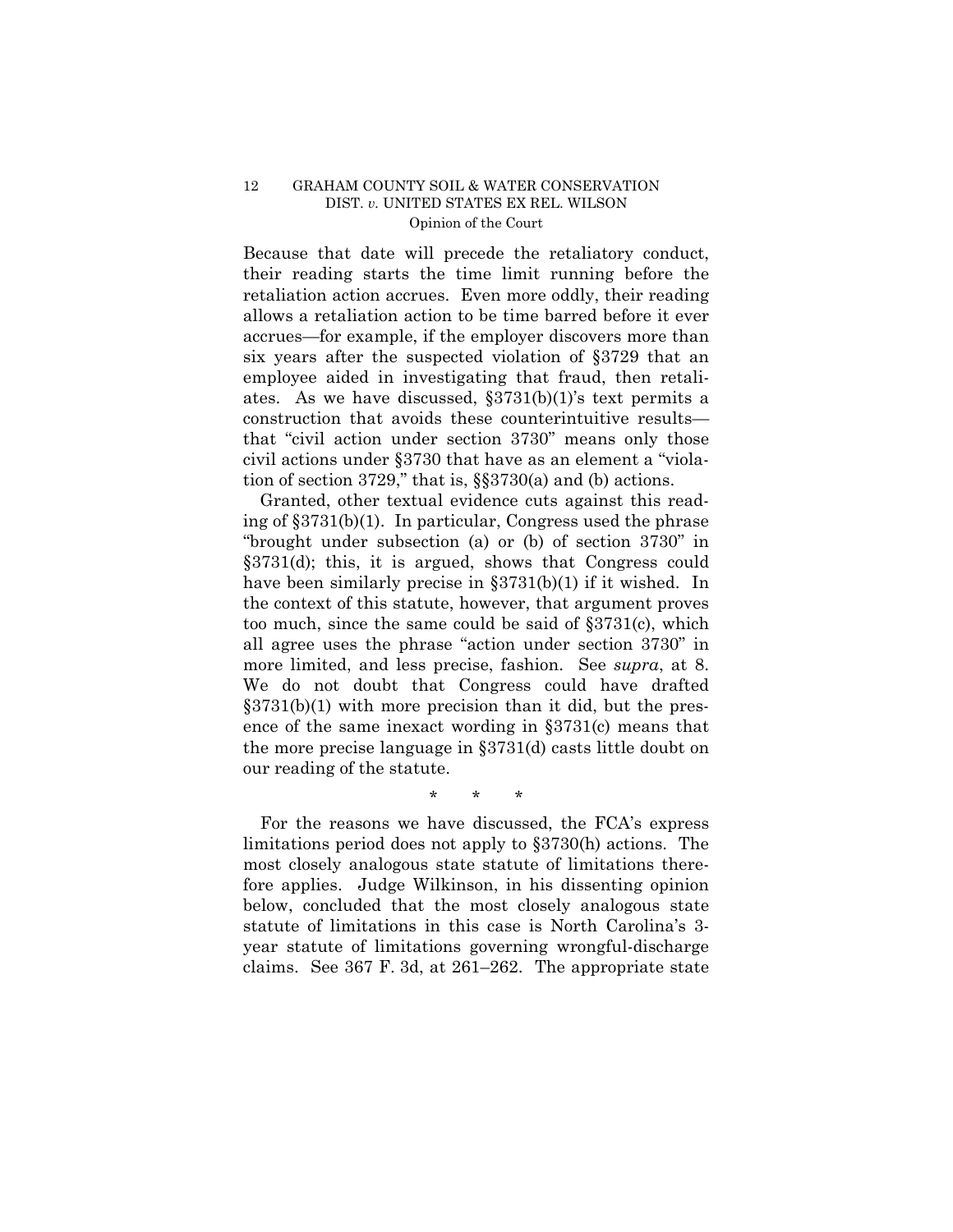Because that date will precede the retaliatory conduct, their reading starts the time limit running before the retaliation action accrues. Even more oddly, their reading allows a retaliation action to be time barred before it ever accrues—for example, if the employer discovers more than six years after the suspected violation of §3729 that an employee aided in investigating that fraud, then retaliates. As we have discussed, §3731(b)(1)'s text permits a construction that avoids these counterintuitive results—that "civil action under section 3730" means only those civil actions under §3730 that have as an element a "violation of section 3729," that is, §§3730(a) and (b) actions.

Granted, other textual evidence cuts against this reading of §3731(b)(1). In particular, Congress used the phrase "brought under subsection (a) or (b) of section 3730" in §3731(d); this, it is argued, shows that Congress could have been similarly precise in §3731(b)(1) if it wished. In the context of this statute, however, that argument proves too much, since the same could be said of §3731(c), which all agree uses the phrase "action under section 3730" in more limited, and less precise, fashion. See *supra*, at 8. We do not doubt that Congress could have drafted §3731(b)(1) with more precision than it did, but the presence of the same inexact wording in §3731(c) means that the more precise language in §3731(d) casts little doubt on our reading of the statute.

\* \* \*

For the reasons we have discussed, the FCA's express limitations period does not apply to §3730(h) actions. The most closely analogous state statute of limitations therefore applies. Judge Wilkinson, in his dissenting opinion below, concluded that the most closely analogous state statute of limitations in this case is North Carolina's 3-year statute of limitations governing wrongful-discharge claims. See 367 F. 3d, at 261–262. The appropriate state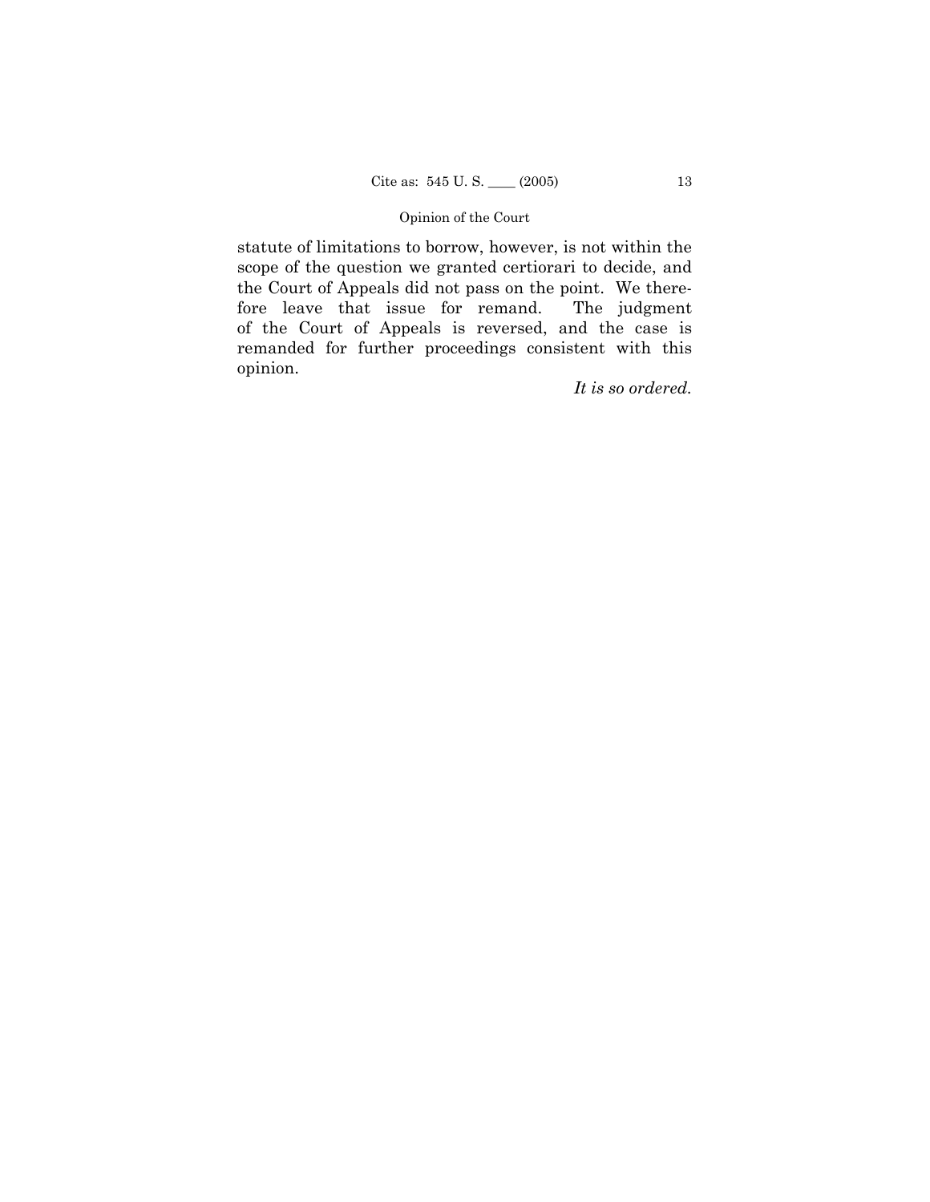statute of limitations to borrow, however, is not within the scope of the question we granted certiorari to decide, and the Court of Appeals did not pass on the point. We therefore leave that issue for remand. The judgment of the Court of Appeals is reversed, and the case is remanded for further proceedings consistent with this opinion.

*It is so ordered.*